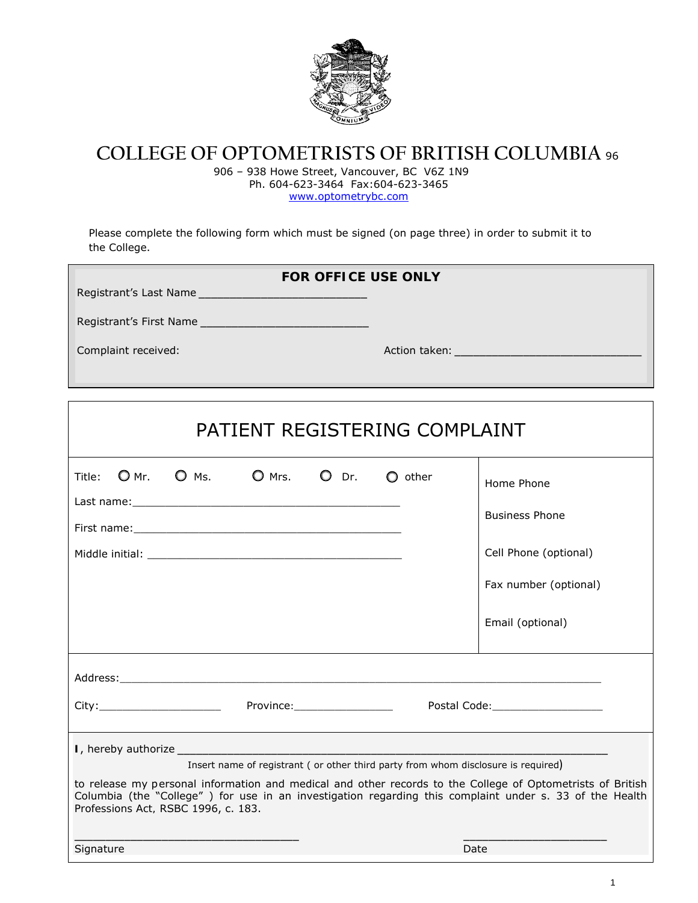# COLLEGE OF OPTOMETRISTS OF BRITISH COLUMBIA 96

906 – 938 Howe Street, Vancouver, BC V6Z 1N9
Ph. 604-623-3464 Fax:604-623-3465
www.optometrybc.com

Please complete the following form which must be signed (on page three) in order to submit it to the College.

**FOR OFFICE USE ONLY**

Registrant's Last Name ___________________________

Registrant's First Name ___________________________

Complaint received:

Action taken: ______________________________

## PATIENT REGISTERING COMPLAINT

Title: ○ Mr. ○ Ms. ○ Mrs. ○ Dr. ○ other

Last name:___________________________________________

First name:___________________________________________

Middle initial: _________________________________________

Home Phone

Business Phone

Cell Phone (optional)

Fax number (optional)

Email (optional)

Address:_______________________________________________________________________

City:____________________ Province:________________ Postal Code:__________________

**I**, hereby authorize ______________________________________________________________________

Insert name of registrant ( or other third party from whom disclosure is required)

to release my personal information and medical and other records to the College of Optometrists of British Columbia (the "College" ) for use in an investigation regarding this complaint under s. 33 of the Health Professions Act, RSBC 1996, c. 183.

__________________________________ ______________________

Signature Date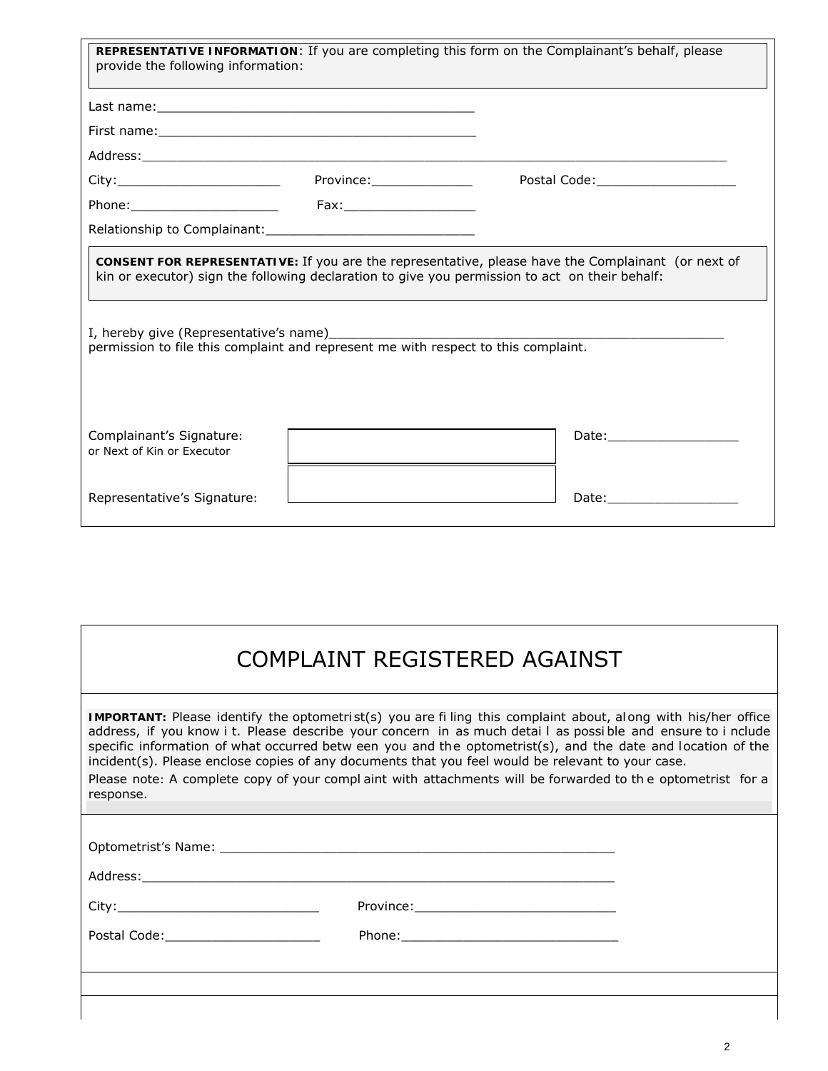**REPRESENTATIVE INFORMATION**: If you are completing this form on the Complainant's behalf, please provide the following information:

Last name:___________________________________________

First name:___________________________________________

Address:_____________________________________________________________________________

City:______________________ Province:_____________ Postal Code:__________________

Phone:___________________ Fax:_________________

Relationship to Complainant:____________________________

**CONSENT FOR REPRESENTATIVE:** If you are the representative, please have the Complainant (or next of kin or executor) sign the following declaration to give you permission to act on their behalf:

I, hereby give (Representative's name)_____________________________________________________ permission to file this complaint and represent me with respect to this complaint.

| | | |
|---|---|---|
| Complainant's Signature: or Next of Kin or Executor | | Date:_________________ |
| Representative's Signature: | | Date:_________________ |

# COMPLAINT REGISTERED AGAINST

**IMPORTANT:** Please identify the optometrist(s) you are filing this complaint about, along with his/her office address, if you know it. Please describe your concern in as much detail as possible and ensure to include specific information of what occurred between you and the optometrist(s), and the date and location of the incident(s). Please enclose copies of any documents that you feel would be relevant to your case.

Please note: A complete copy of your complaint with attachments will be forwarded to the optometrist for a response.

Optometrist's Name: ____________________________________________________

Address:_______________________________________________________________

City:___________________________ Province:__________________________

Postal Code:____________________ Phone:_____________________________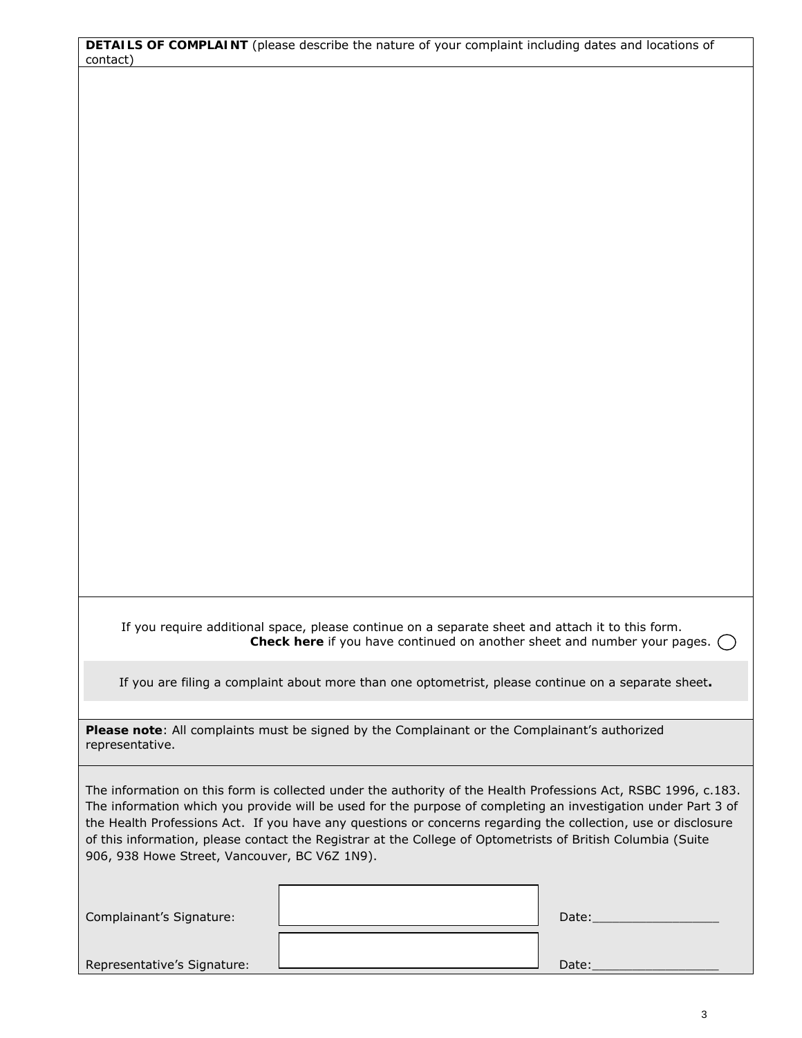**DETAILS OF COMPLAINT** (please describe the nature of your complaint including dates and locations of contact)

If you require additional space, please continue on a separate sheet and attach it to this form.
**Check here** if you have continued on another sheet and number your pages. ◯

If you are filing a complaint about more than one optometrist, please continue on a separate sheet.

**Please note**: All complaints must be signed by the Complainant or the Complainant's authorized representative.

The information on this form is collected under the authority of the Health Professions Act, RSBC 1996, c.183. The information which you provide will be used for the purpose of completing an investigation under Part 3 of the Health Professions Act. If you have any questions or concerns regarding the collection, use or disclosure of this information, please contact the Registrar at the College of Optometrists of British Columbia (Suite 906, 938 Howe Street, Vancouver, BC V6Z 1N9).

Complainant's Signature: ____________________ Date:_________________

Representative's Signature: ____________________ Date:_________________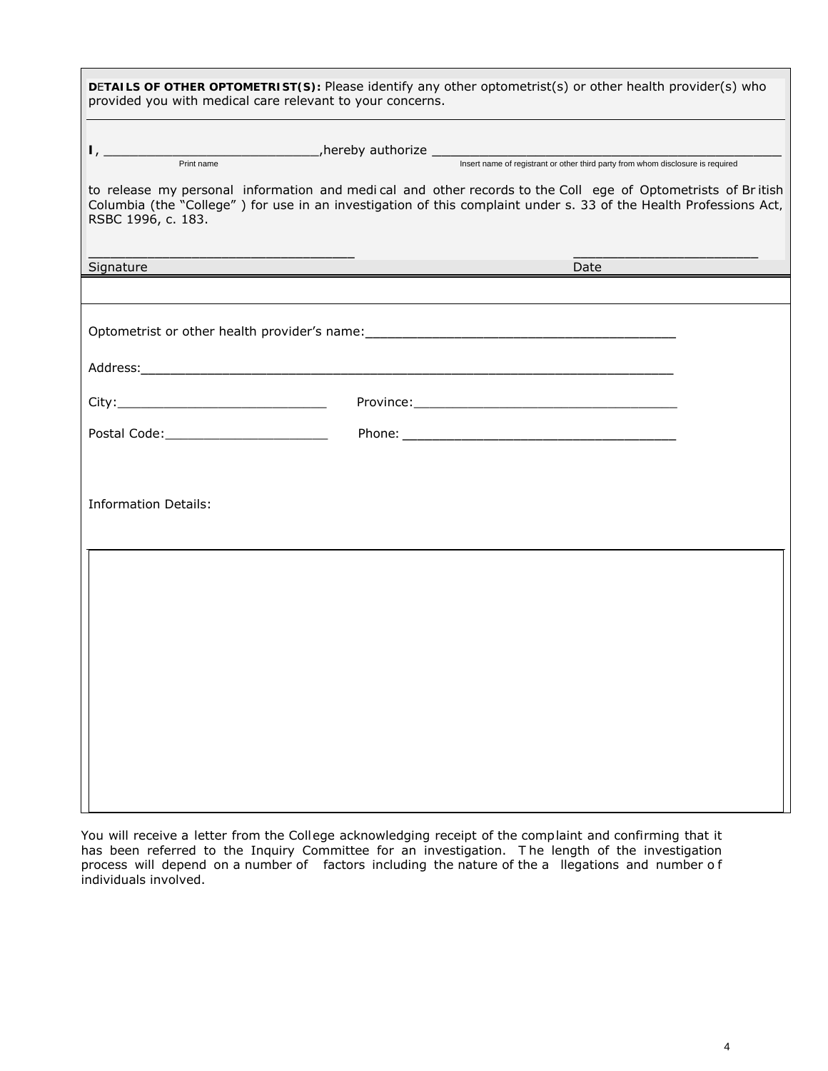**DETAILS OF OTHER OPTOMETRIST(S):** Please identify any other optometrist(s) or other health provider(s) who provided you with medical care relevant to your concerns.

**I**, ___________________________ ,hereby authorize ___________________________________________

Print name — Insert name of registrant or other third party from whom disclosure is required

to release my personal information and medical and other records to the College of Optometrists of British Columbia (the "College") for use in an investigation of this complaint under s. 33 of the Health Professions Act, RSBC 1996, c. 183.

_________________________________ _______________________

Signature Date

Optometrist or other health provider's name: _______________________________________

Address: _______________________________________________________________________

City: ___________________________ Province: ________________________________

Postal Code: _____________________ Phone: _________________________________

Information Details:

You will receive a letter from the College acknowledging receipt of the complaint and confirming that it has been referred to the Inquiry Committee for an investigation. The length of the investigation process will depend on a number of factors including the nature of the allegations and number of individuals involved.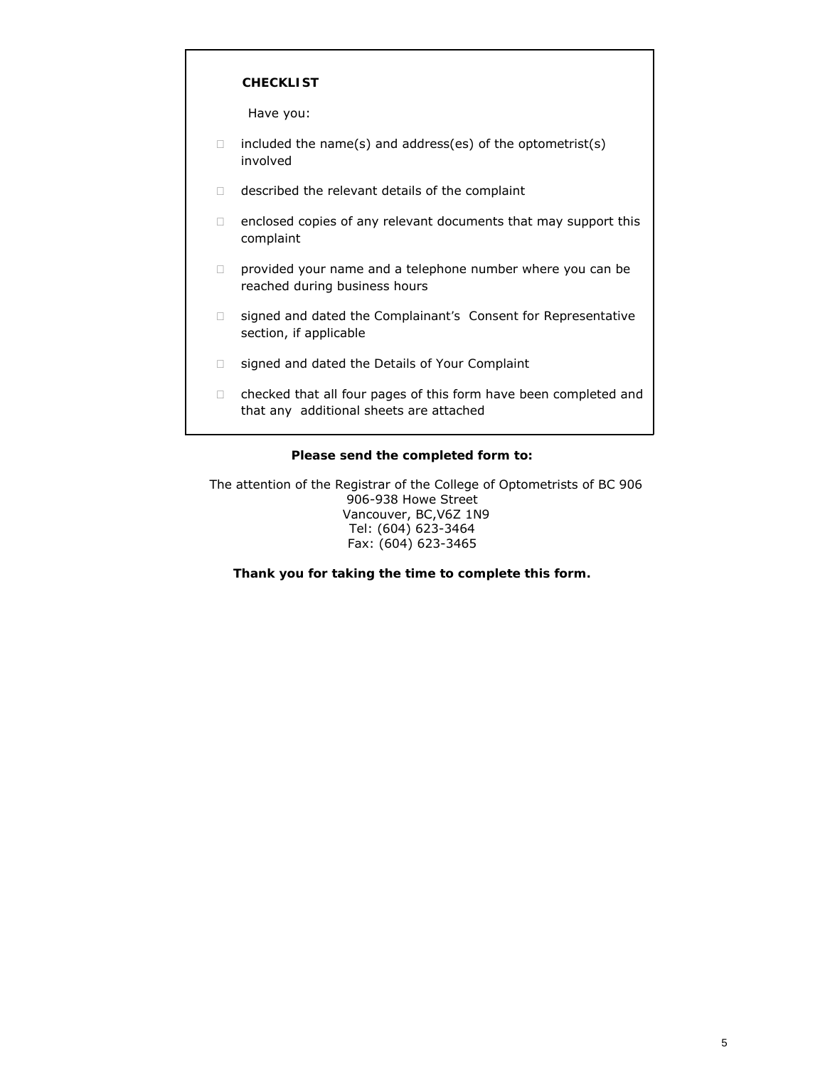**CHECKLIST**

Have you:

- included the name(s) and address(es) of the optometrist(s) involved
- described the relevant details of the complaint
- enclosed copies of any relevant documents that may support this complaint
- provided your name and a telephone number where you can be reached during business hours
- signed and dated the Complainant's Consent for Representative section, if applicable
- signed and dated the Details of Your Complaint
- checked that all four pages of this form have been completed and that any additional sheets are attached

**Please send the completed form to:**

The attention of the Registrar of the College of Optometrists of BC 906
906-938 Howe Street
Vancouver, BC,V6Z 1N9
Tel: (604) 623-3464
Fax: (604) 623-3465

**Thank you for taking the time to complete this form.**